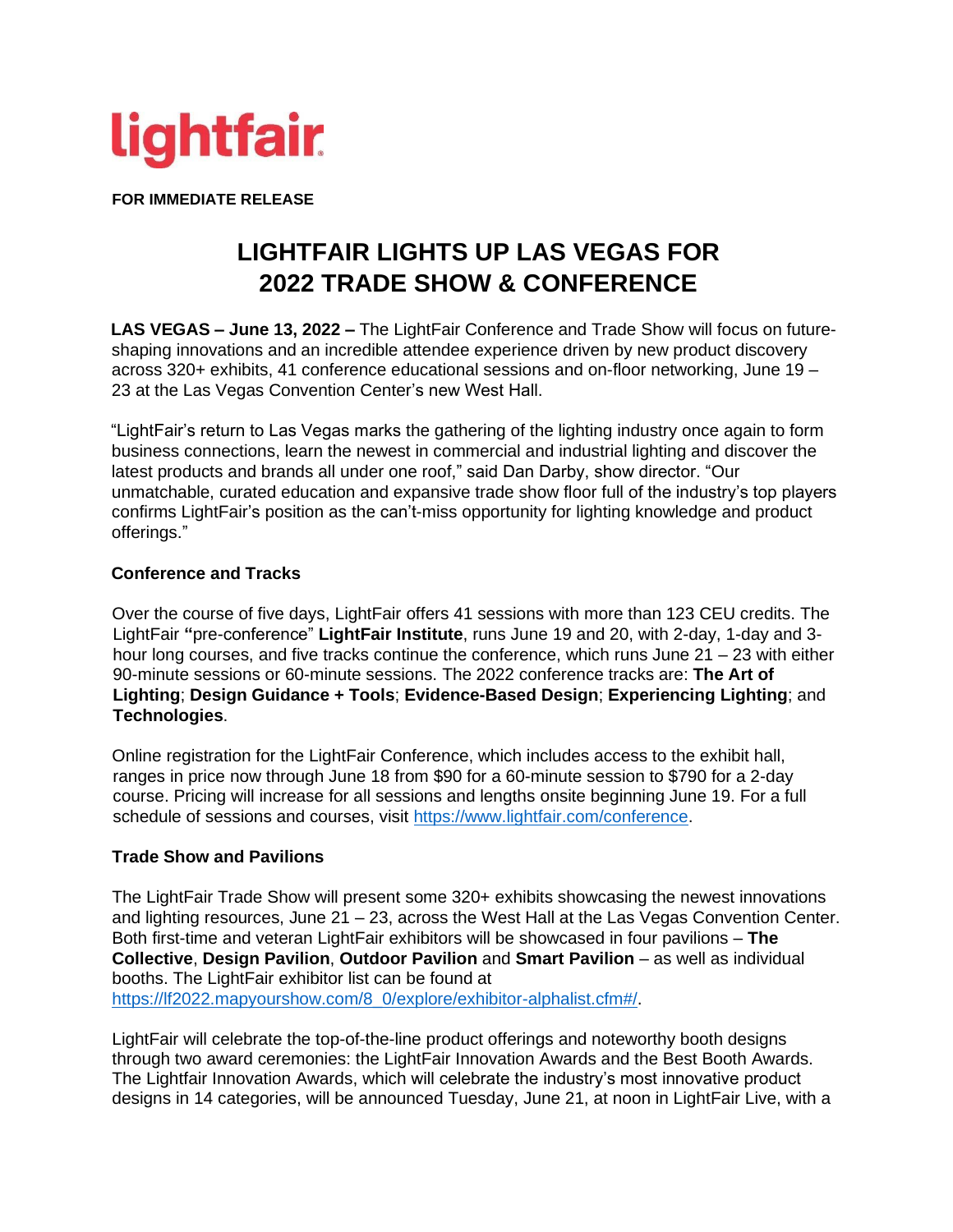lightfair

**FOR IMMEDIATE RELEASE**

# LIGHTFAIR LIGHTS UP LAS VEGAS FOR 2022 TRADE SHOW & CONFERENCE

**LAS VEGAS – June 13, 2022 –** The LightFair Conference and Trade Show will focus on future-shaping innovations and an incredible attendee experience driven by new product discovery across 320+ exhibits, 41 conference educational sessions and on-floor networking, June 19 – 23 at the Las Vegas Convention Center's new West Hall.

"LightFair's return to Las Vegas marks the gathering of the lighting industry once again to form business connections, learn the newest in commercial and industrial lighting and discover the latest products and brands all under one roof," said Dan Darby, show director. "Our unmatchable, curated education and expansive trade show floor full of the industry's top players confirms LightFair's position as the can't-miss opportunity for lighting knowledge and product offerings."

## Conference and Tracks

Over the course of five days, LightFair offers 41 sessions with more than 123 CEU credits. The LightFair **"**pre-conference" **LightFair Institute**, runs June 19 and 20, with 2-day, 1-day and 3-hour long courses, and five tracks continue the conference, which runs June 21 – 23 with either 90-minute sessions or 60-minute sessions. The 2022 conference tracks are: **The Art of Lighting**; **Design Guidance + Tools**; **Evidence-Based Design**; **Experiencing Lighting**; and **Technologies**.

Online registration for the LightFair Conference, which includes access to the exhibit hall, ranges in price now through June 18 from $90 for a 60-minute session to $790 for a 2-day course. Pricing will increase for all sessions and lengths onsite beginning June 19. For a full schedule of sessions and courses, visit https://www.lightfair.com/conference.

## Trade Show and Pavilions

The LightFair Trade Show will present some 320+ exhibits showcasing the newest innovations and lighting resources, June 21 – 23, across the West Hall at the Las Vegas Convention Center. Both first-time and veteran LightFair exhibitors will be showcased in four pavilions – **The Collective**, **Design Pavilion**, **Outdoor Pavilion** and **Smart Pavilion** – as well as individual booths. The LightFair exhibitor list can be found at https://lf2022.mapyourshow.com/8_0/explore/exhibitor-alphalist.cfm#/.

LightFair will celebrate the top-of-the-line product offerings and noteworthy booth designs through two award ceremonies: the LightFair Innovation Awards and the Best Booth Awards. The Lightfair Innovation Awards, which will celebrate the industry's most innovative product designs in 14 categories, will be announced Tuesday, June 21, at noon in LightFair Live, with a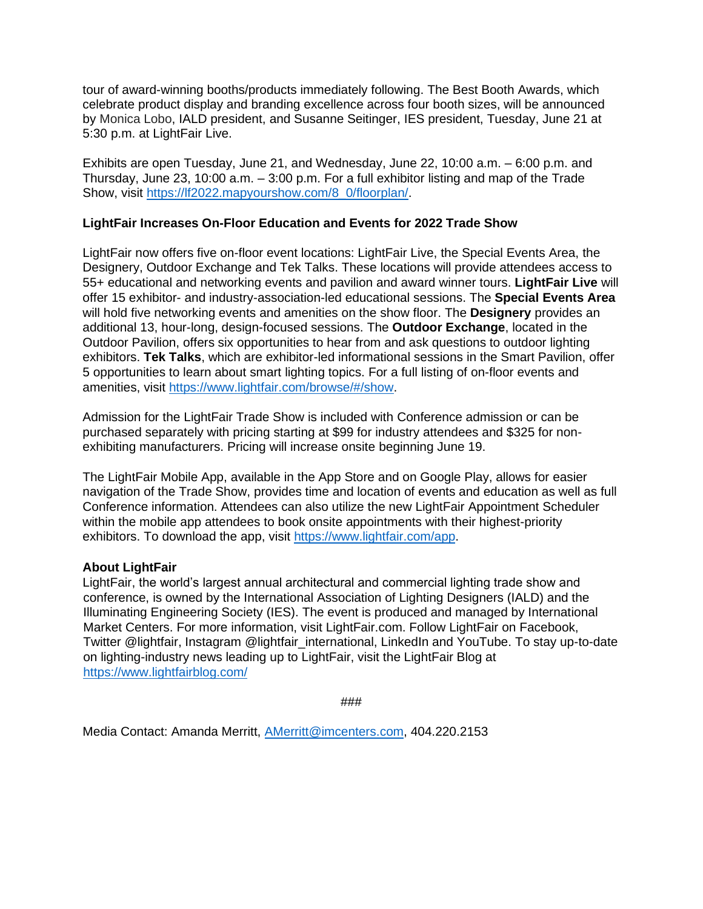tour of award-winning booths/products immediately following. The Best Booth Awards, which celebrate product display and branding excellence across four booth sizes, will be announced by Monica Lobo, IALD president, and Susanne Seitinger, IES president, Tuesday, June 21 at 5:30 p.m. at LightFair Live.

Exhibits are open Tuesday, June 21, and Wednesday, June 22, 10:00 a.m. – 6:00 p.m. and Thursday, June 23, 10:00 a.m. – 3:00 p.m. For a full exhibitor listing and map of the Trade Show, visit [https://lf2022.mapyourshow.com/8_0/floorplan/](https://lf2022.mapyourshow.com/8_0/floorplan/).

**LightFair Increases On-Floor Education and Events for 2022 Trade Show**

LightFair now offers five on-floor event locations: LightFair Live, the Special Events Area, the Designery, Outdoor Exchange and Tek Talks. These locations will provide attendees access to 55+ educational and networking events and pavilion and award winner tours. **LightFair Live** will offer 15 exhibitor- and industry-association-led educational sessions. The **Special Events Area** will hold five networking events and amenities on the show floor. The **Designery** provides an additional 13, hour-long, design-focused sessions. The **Outdoor Exchange**, located in the Outdoor Pavilion, offers six opportunities to hear from and ask questions to outdoor lighting exhibitors. **Tek Talks**, which are exhibitor-led informational sessions in the Smart Pavilion, offer 5 opportunities to learn about smart lighting topics. For a full listing of on-floor events and amenities, visit [https://www.lightfair.com/browse/#/show](https://www.lightfair.com/browse/#/show).

Admission for the LightFair Trade Show is included with Conference admission or can be purchased separately with pricing starting at $99 for industry attendees and $325 for non-exhibiting manufacturers. Pricing will increase onsite beginning June 19.

The LightFair Mobile App, available in the App Store and on Google Play, allows for easier navigation of the Trade Show, provides time and location of events and education as well as full Conference information. Attendees can also utilize the new LightFair Appointment Scheduler within the mobile app attendees to book onsite appointments with their highest-priority exhibitors. To download the app, visit [https://www.lightfair.com/app](https://www.lightfair.com/app).

**About LightFair**

LightFair, the world's largest annual architectural and commercial lighting trade show and conference, is owned by the International Association of Lighting Designers (IALD) and the Illuminating Engineering Society (IES). The event is produced and managed by International Market Centers. For more information, visit LightFair.com. Follow LightFair on Facebook, Twitter @lightfair, Instagram @lightfair_international, LinkedIn and YouTube. To stay up-to-date on lighting-industry news leading up to LightFair, visit the LightFair Blog at [https://www.lightfairblog.com/](https://www.lightfairblog.com/)

###

Media Contact: Amanda Merritt, [AMerritt@imcenters.com](mailto:AMerritt@imcenters.com), 404.220.2153